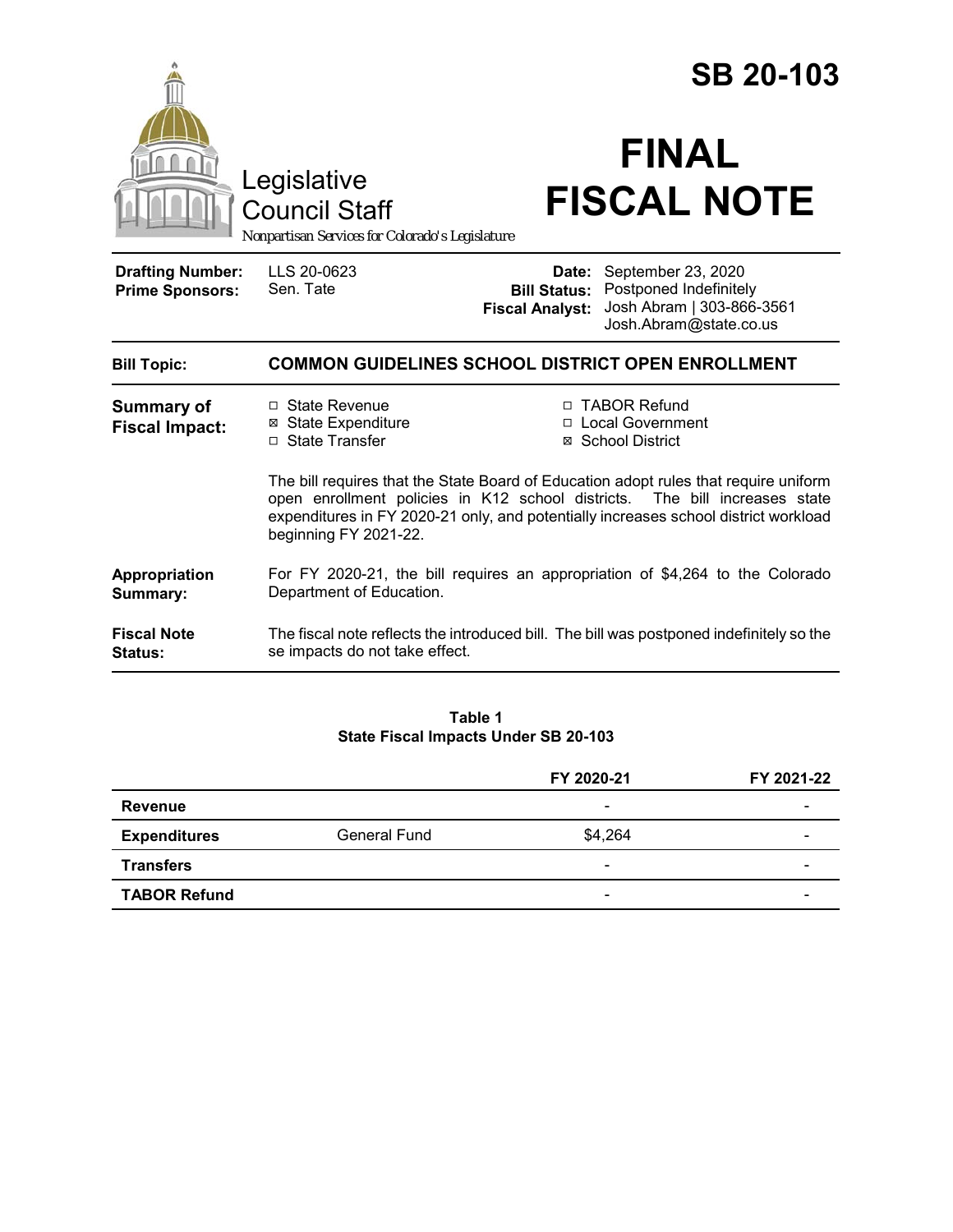# SB 20-103

Legislative Council Staff

*Nonpartisan Services for Colorado's Legislature*

# FINAL FISCAL NOTE

| | | | |
|---|---|---|---|
| **Drafting Number:** | LLS 20-0623 | **Date:** | September 23, 2020 |
| **Prime Sponsors:** | Sen. Tate | **Bill Status:** | Postponed Indefinitely |
| | | **Fiscal Analyst:** | Josh Abram \| 303-866-3561 Josh.Abram@state.co.us |

**Bill Topic:** **COMMON GUIDELINES SCHOOL DISTRICT OPEN ENROLLMENT**

**Summary of Fiscal Impact:**

- ☐ State Revenue
- ☒ State Expenditure
- ☐ State Transfer
- ☐ TABOR Refund
- ☐ Local Government
- ☒ School District

The bill requires that the State Board of Education adopt rules that require uniform open enrollment policies in K12 school districts. The bill increases state expenditures in FY 2020-21 only, and potentially increases school district workload beginning FY 2021-22.

**Appropriation Summary:** For FY 2020-21, the bill requires an appropriation of $4,264 to the Colorado Department of Education.

**Fiscal Note Status:** The fiscal note reflects the introduced bill. The bill was postponed indefinitely so these impacts do not take effect.

**Table 1**
**State Fiscal Impacts Under SB 20-103**

| | | FY 2020-21 | FY 2021-22 |
|---|---|---|---|
| **Revenue** | | - | - |
| **Expenditures** | General Fund | $4,264 | - |
| **Transfers** | | - | - |
| **TABOR Refund** | | - | - |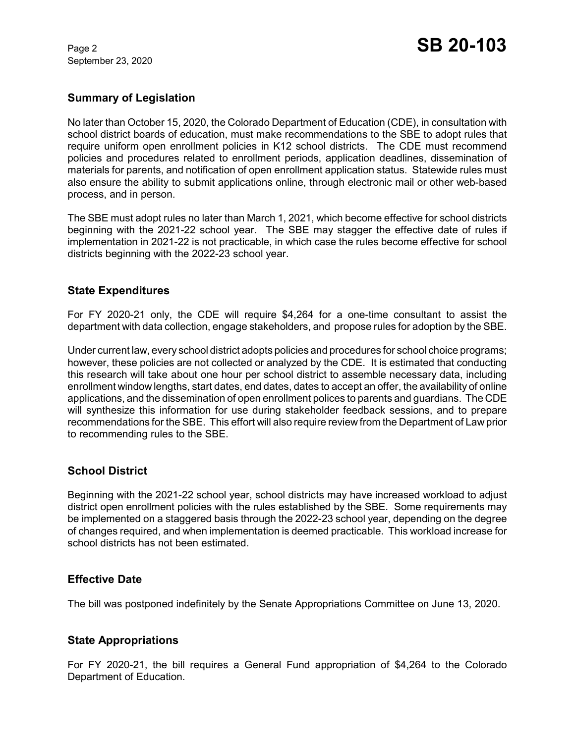## Summary of Legislation

No later than October 15, 2020, the Colorado Department of Education (CDE), in consultation with school district boards of education, must make recommendations to the SBE to adopt rules that require uniform open enrollment policies in K12 school districts. The CDE must recommend policies and procedures related to enrollment periods, application deadlines, dissemination of materials for parents, and notification of open enrollment application status. Statewide rules must also ensure the ability to submit applications online, through electronic mail or other web-based process, and in person.

The SBE must adopt rules no later than March 1, 2021, which become effective for school districts beginning with the 2021-22 school year. The SBE may stagger the effective date of rules if implementation in 2021-22 is not practicable, in which case the rules become effective for school districts beginning with the 2022-23 school year.

## State Expenditures

For FY 2020-21 only, the CDE will require $4,264 for a one-time consultant to assist the department with data collection, engage stakeholders, and propose rules for adoption by the SBE.

Under current law, every school district adopts policies and procedures for school choice programs; however, these policies are not collected or analyzed by the CDE. It is estimated that conducting this research will take about one hour per school district to assemble necessary data, including enrollment window lengths, start dates, end dates, dates to accept an offer, the availability of online applications, and the dissemination of open enrollment polices to parents and guardians. The CDE will synthesize this information for use during stakeholder feedback sessions, and to prepare recommendations for the SBE. This effort will also require review from the Department of Law prior to recommending rules to the SBE.

## School District

Beginning with the 2021-22 school year, school districts may have increased workload to adjust district open enrollment policies with the rules established by the SBE. Some requirements may be implemented on a staggered basis through the 2022-23 school year, depending on the degree of changes required, and when implementation is deemed practicable. This workload increase for school districts has not been estimated.

## Effective Date

The bill was postponed indefinitely by the Senate Appropriations Committee on June 13, 2020.

## State Appropriations

For FY 2020-21, the bill requires a General Fund appropriation of $4,264 to the Colorado Department of Education.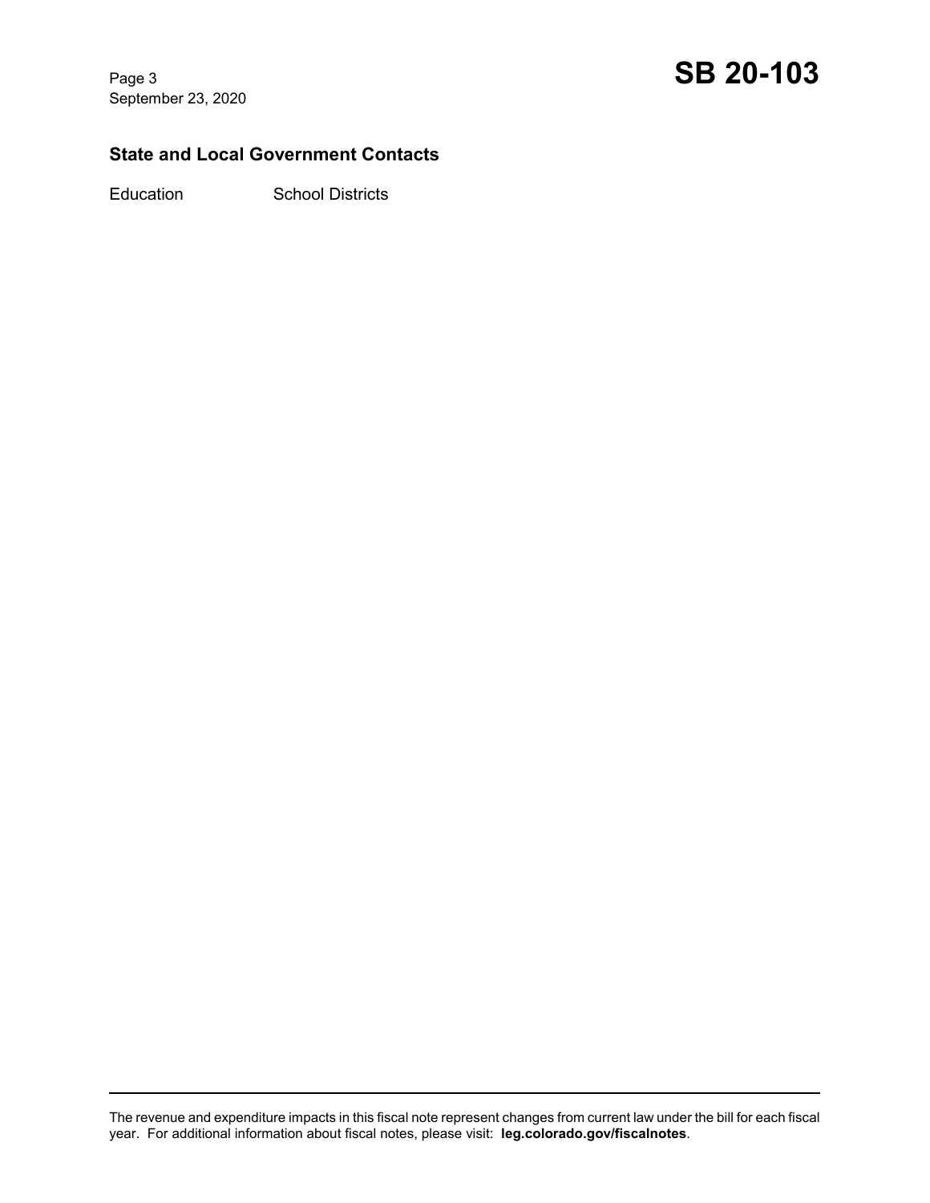## State and Local Government Contacts

| | |
|---|---|
| Education | School Districts |

The revenue and expenditure impacts in this fiscal note represent changes from current law under the bill for each fiscal year. For additional information about fiscal notes, please visit: **leg.colorado.gov/fiscalnotes**.